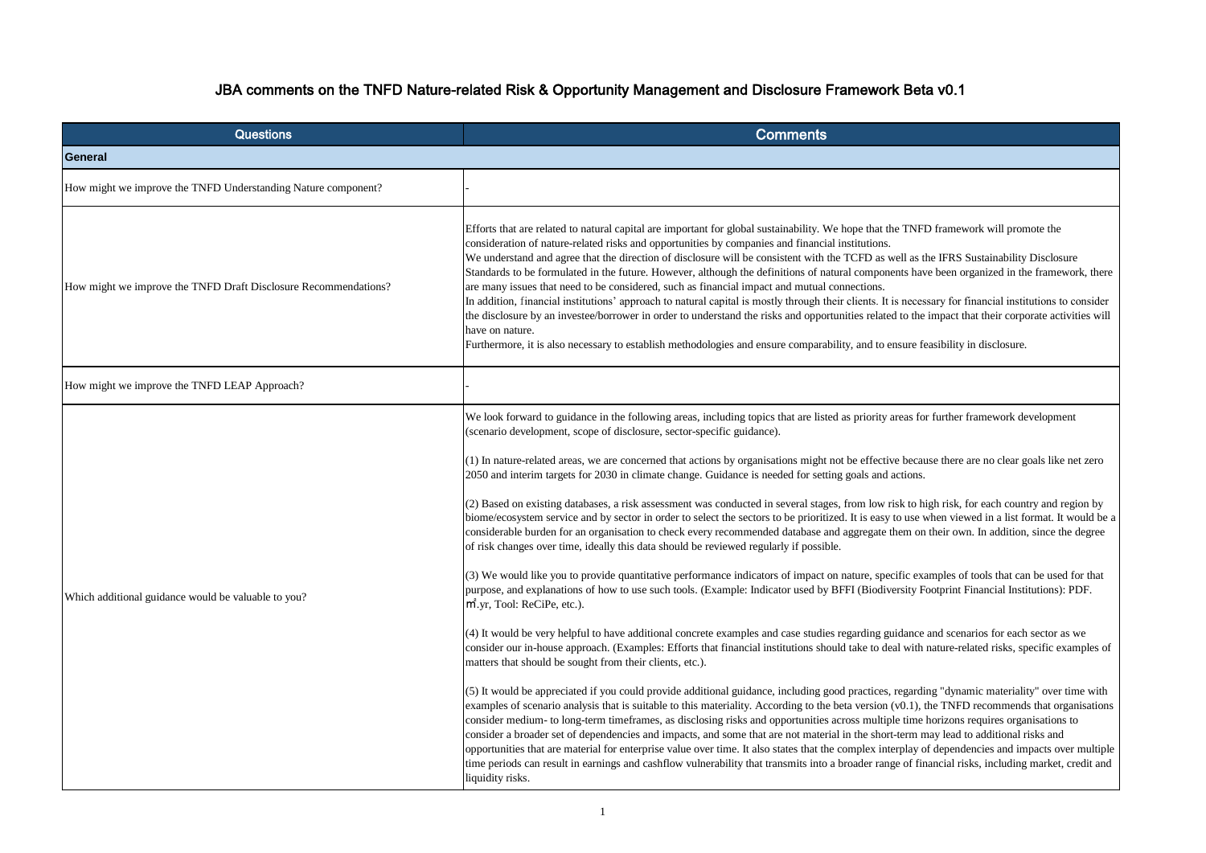# JBA comments on the TNFD Nature-related Risk & Opportunity Management and Disclosure Framework Beta v0.1

| Questions | Comments |
| --- | --- |
| **General** | |
| How might we improve the TNFD Understanding Nature component? | - |
| How might we improve the TNFD Draft Disclosure Recommendations? | Efforts that are related to natural capital are important for global sustainability. We hope that the TNFD framework will promote the consideration of nature-related risks and opportunities by companies and financial institutions.<br>We understand and agree that the direction of disclosure will be consistent with the TCFD as well as the IFRS Sustainability Disclosure Standards to be formulated in the future. However, although the definitions of natural components have been organized in the framework, there are many issues that need to be considered, such as financial impact and mutual connections.<br>In addition, financial institutions' approach to natural capital is mostly through their clients. It is necessary for financial institutions to consider the disclosure by an investee/borrower in order to understand the risks and opportunities related to the impact that their corporate activities will have on nature.<br>Furthermore, it is also necessary to establish methodologies and ensure comparability, and to ensure feasibility in disclosure. |
| How might we improve the TNFD LEAP Approach? | - |
| Which additional guidance would be valuable to you? | We look forward to guidance in the following areas, including topics that are listed as priority areas for further framework development (scenario development, scope of disclosure, sector-specific guidance).<br><br>(1) In nature-related areas, we are concerned that actions by organisations might not be effective because there are no clear goals like net zero 2050 and interim targets for 2030 in climate change. Guidance is needed for setting goals and actions.<br><br>(2) Based on existing databases, a risk assessment was conducted in several stages, from low risk to high risk, for each country and region by biome/ecosystem service and by sector in order to select the sectors to be prioritized. It is easy to use when viewed in a list format. It would be a considerable burden for an organisation to check every recommended database and aggregate them on their own. In addition, since the degree of risk changes over time, ideally this data should be reviewed regularly if possible.<br><br>(3) We would like you to provide quantitative performance indicators of impact on nature, specific examples of tools that can be used for that purpose, and explanations of how to use such tools. (Example: Indicator used by BFFI (Biodiversity Footprint Financial Institutions): PDF. ㎡.yr, Tool: ReCiPe, etc.).<br><br>(4) It would be very helpful to have additional concrete examples and case studies regarding guidance and scenarios for each sector as we consider our in-house approach. (Examples: Efforts that financial institutions should take to deal with nature-related risks, specific examples of matters that should be sought from their clients, etc.).<br><br>(5) It would be appreciated if you could provide additional guidance, including good practices, regarding "dynamic materiality" over time with examples of scenario analysis that is suitable to this materiality. According to the beta version (v0.1), the TNFD recommends that organisations consider medium- to long-term timeframes, as disclosing risks and opportunities across multiple time horizons requires organisations to consider a broader set of dependencies and impacts, and some that are not material in the short-term may lead to additional risks and opportunities that are material for enterprise value over time. It also states that the complex interplay of dependencies and impacts over multiple time periods can result in earnings and cashflow vulnerability that transmits into a broader range of financial risks, including market, credit and liquidity risks. |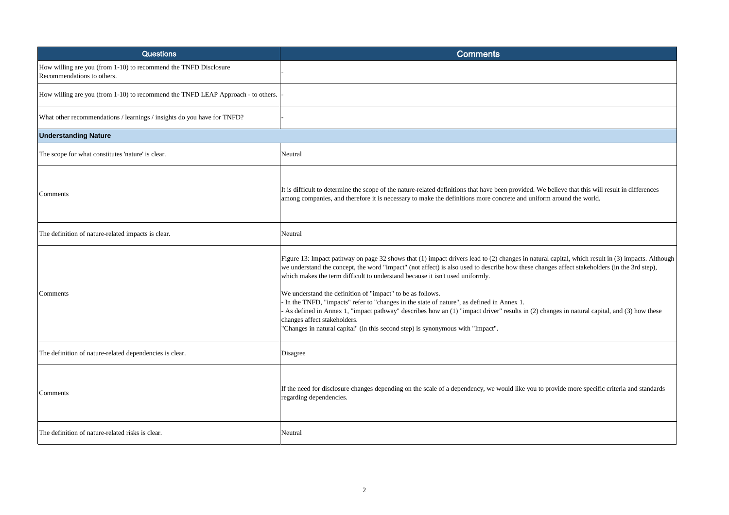| Questions | Comments |
|---|---|
| How willing are you (from 1-10) to recommend the TNFD Disclosure Recommendations to others. | - |
| How willing are you (from 1-10) to recommend the TNFD LEAP Approach - to others. | - |
| What other recommendations / learnings / insights do you have for TNFD? | - |
| **Understanding Nature** | |
| The scope for what constitutes 'nature' is clear. | Neutral |
| Comments | It is difficult to determine the scope of the nature-related definitions that have been provided. We believe that this will result in differences among companies, and therefore it is necessary to make the definitions more concrete and uniform around the world. |
| The definition of nature-related impacts is clear. | Neutral |
| Comments | Figure 13: Impact pathway on page 32 shows that (1) impact drivers lead to (2) changes in natural capital, which result in (3) impacts. Although we understand the concept, the word "impact" (not affect) is also used to describe how these changes affect stakeholders (in the 3rd step), which makes the term difficult to understand because it isn't used uniformly.<br><br>We understand the definition of "impact" to be as follows.<br>- In the TNFD, "impacts" refer to "changes in the state of nature", as defined in Annex 1.<br>- As defined in Annex 1, "impact pathway" describes how an (1) "impact driver" results in (2) changes in natural capital, and (3) how these changes affect stakeholders.<br>"Changes in natural capital" (in this second step) is synonymous with "Impact". |
| The definition of nature-related dependencies is clear. | Disagree |
| Comments | If the need for disclosure changes depending on the scale of a dependency, we would like you to provide more specific criteria and standards regarding dependencies. |
| The definition of nature-related risks is clear. | Neutral |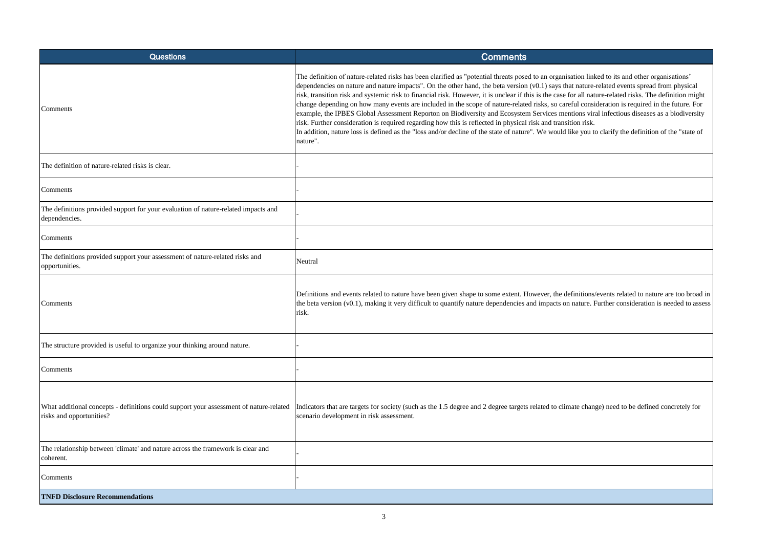| Questions | Comments |
| --- | --- |
| Comments | The definition of nature-related risks has been clarified as "potential threats posed to an organisation linked to its and other organisations' dependencies on nature and nature impacts". On the other hand, the beta version (v0.1) says that nature-related events spread from physical risk, transition risk and systemic risk to financial risk. However, it is unclear if this is the case for all nature-related risks. The definition might change depending on how many events are included in the scope of nature-related risks, so careful consideration is required in the future. For example, the IPBES Global Assessment Reporton on Biodiversity and Ecosystem Services mentions viral infectious diseases as a biodiversity risk. Further consideration is required regarding how this is reflected in physical risk and transition risk.<br>In addition, nature loss is defined as the "loss and/or decline of the state of nature". We would like you to clarify the definition of the "state of nature". |
| The definition of nature-related risks is clear. | - |
| Comments | - |
| The definitions provided support for your evaluation of nature-related impacts and dependencies. | - |
| Comments | - |
| The definitions provided support your assessment of nature-related risks and opportunities. | Neutral |
| Comments | Definitions and events related to nature have been given shape to some extent. However, the definitions/events related to nature are too broad in the beta version (v0.1), making it very difficult to quantify nature dependencies and impacts on nature. Further consideration is needed to assess risk. |
| The structure provided is useful to organize your thinking around nature. | - |
| Comments | - |
| What additional concepts - definitions could support your assessment of nature-related risks and opportunities? | Indicators that are targets for society (such as the 1.5 degree and 2 degree targets related to climate change) need to be defined concretely for scenario development in risk assessment. |
| The relationship between 'climate' and nature across the framework is clear and coherent. | - |
| Comments | - |
| **TNFD Disclosure Recommendations** | |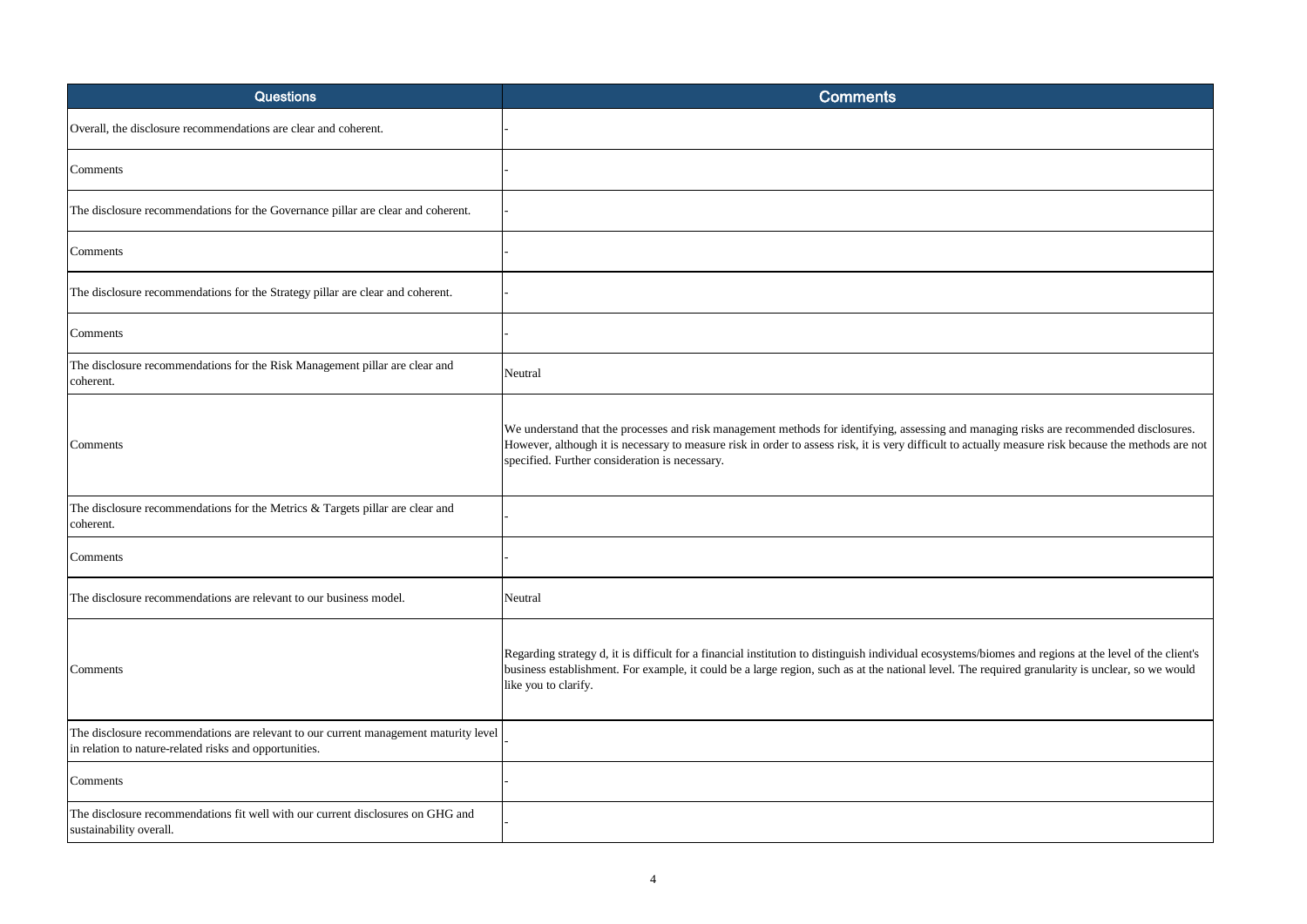| Questions | Comments |
|---|---|
| Overall, the disclosure recommendations are clear and coherent. | - |
| Comments | - |
| The disclosure recommendations for the Governance pillar are clear and coherent. | - |
| Comments | - |
| The disclosure recommendations for the Strategy pillar are clear and coherent. | - |
| Comments | - |
| The disclosure recommendations for the Risk Management pillar are clear and coherent. | Neutral |
| Comments | We understand that the processes and risk management methods for identifying, assessing and managing risks are recommended disclosures. However, although it is necessary to measure risk in order to assess risk, it is very difficult to actually measure risk because the methods are not specified. Further consideration is necessary. |
| The disclosure recommendations for the Metrics & Targets pillar are clear and coherent. | - |
| Comments | - |
| The disclosure recommendations are relevant to our business model. | Neutral |
| Comments | Regarding strategy d, it is difficult for a financial institution to distinguish individual ecosystems/biomes and regions at the level of the client's business establishment. For example, it could be a large region, such as at the national level. The required granularity is unclear, so we would like you to clarify. |
| The disclosure recommendations are relevant to our current management maturity level in relation to nature-related risks and opportunities. | - |
| Comments | - |
| The disclosure recommendations fit well with our current disclosures on GHG and sustainability overall. | - |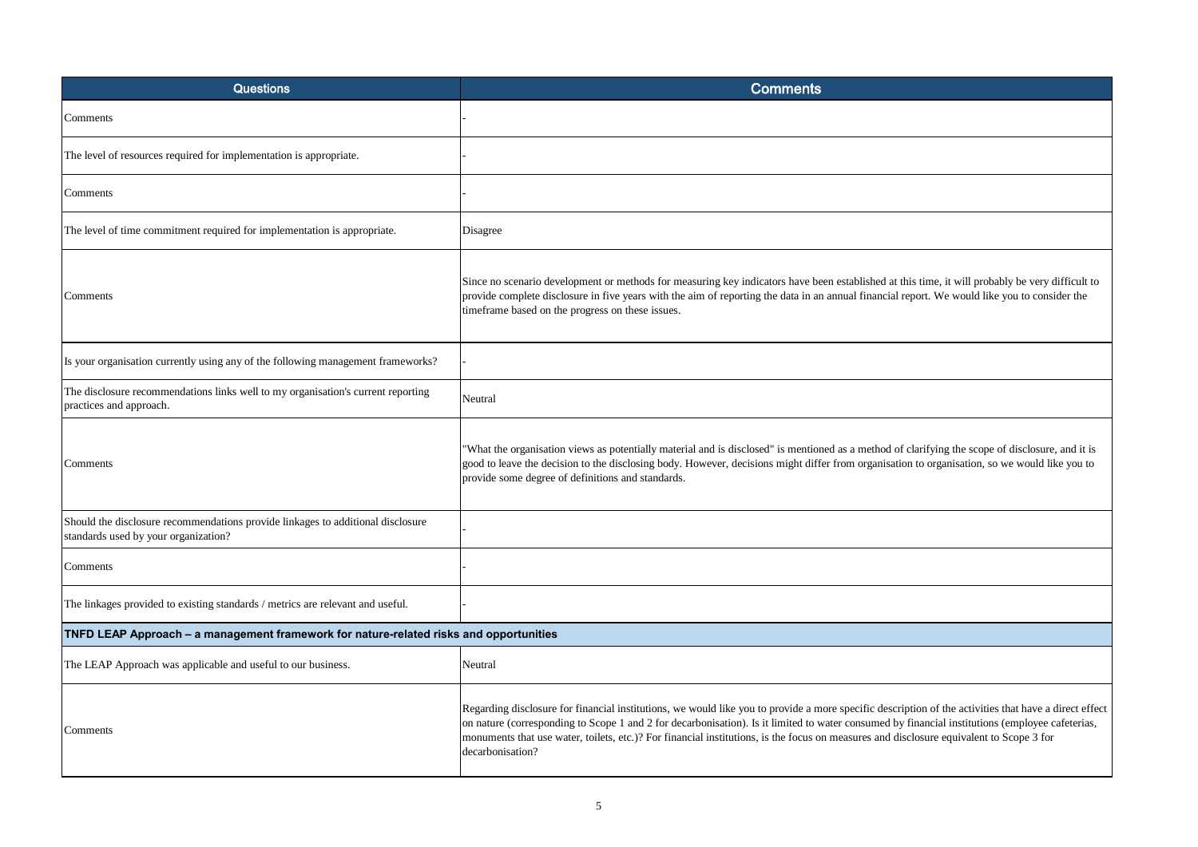| Questions | Comments |
|---|---|
| Comments | - |
| The level of resources required for implementation is appropriate. | - |
| Comments | - |
| The level of time commitment required for implementation is appropriate. | Disagree |
| Comments | Since no scenario development or methods for measuring key indicators have been established at this time, it will probably be very difficult to provide complete disclosure in five years with the aim of reporting the data in an annual financial report. We would like you to consider the timeframe based on the progress on these issues. |
| Is your organisation currently using any of the following management frameworks? | - |
| The disclosure recommendations links well to my organisation's current reporting practices and approach. | Neutral |
| Comments | "What the organisation views as potentially material and is disclosed" is mentioned as a method of clarifying the scope of disclosure, and it is good to leave the decision to the disclosing body. However, decisions might differ from organisation to organisation, so we would like you to provide some degree of definitions and standards. |
| Should the disclosure recommendations provide linkages to additional disclosure standards used by your organization? | - |
| Comments | - |
| The linkages provided to existing standards / metrics are relevant and useful. | - |
| **TNFD LEAP Approach – a management framework for nature-related risks and opportunities** | |
| The LEAP Approach was applicable and useful to our business. | Neutral |
| Comments | Regarding disclosure for financial institutions, we would like you to provide a more specific description of the activities that have a direct effect on nature (corresponding to Scope 1 and 2 for decarbonisation). Is it limited to water consumed by financial institutions (employee cafeterias, monuments that use water, toilets, etc.)? For financial institutions, is the focus on measures and disclosure equivalent to Scope 3 for decarbonisation? |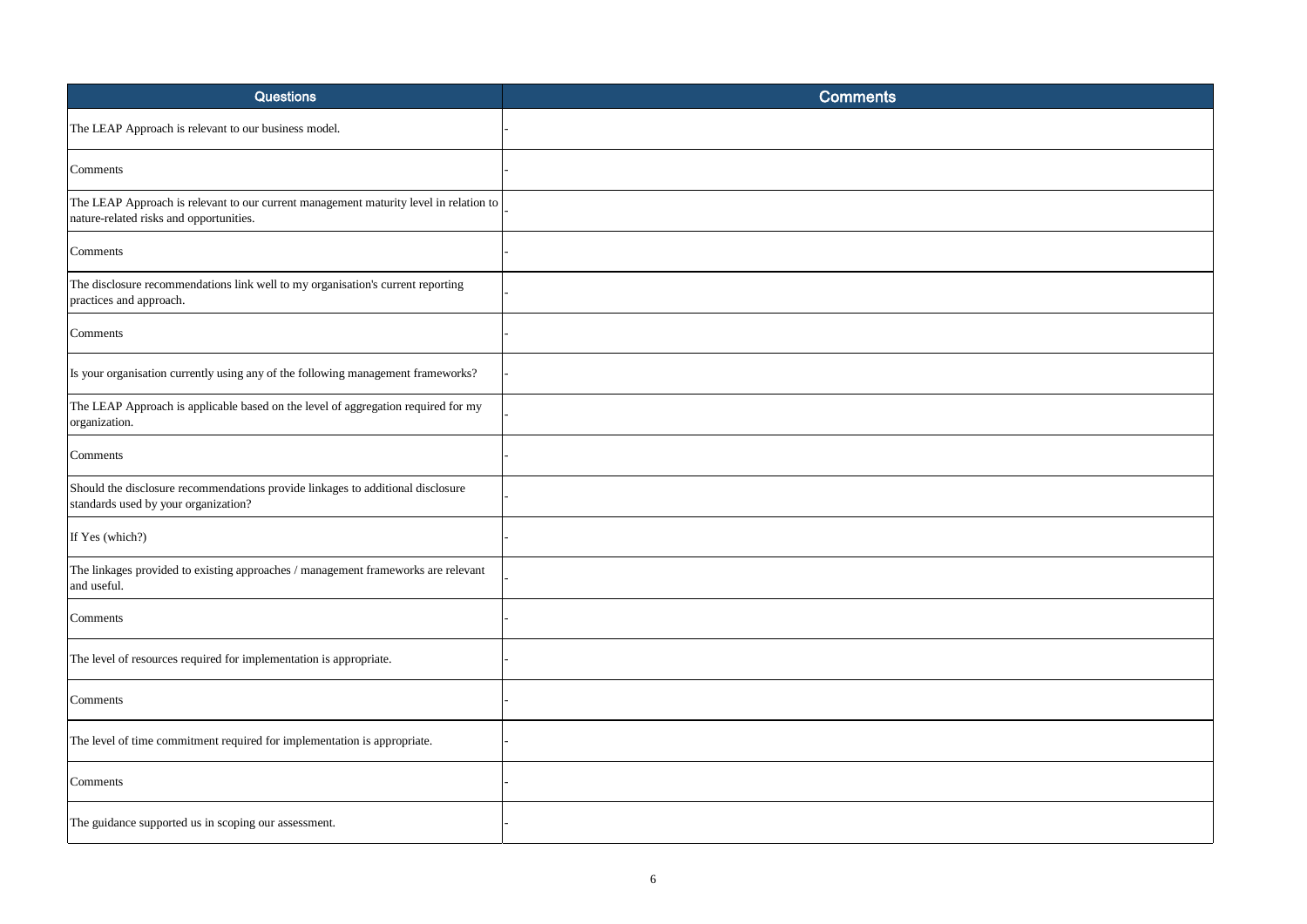| Questions | Comments |
|---|---|
| The LEAP Approach is relevant to our business model. | - |
| Comments | - |
| The LEAP Approach is relevant to our current management maturity level in relation to nature-related risks and opportunities. | - |
| Comments | - |
| The disclosure recommendations link well to my organisation's current reporting practices and approach. | - |
| Comments | - |
| Is your organisation currently using any of the following management frameworks? | - |
| The LEAP Approach is applicable based on the level of aggregation required for my organization. | - |
| Comments | - |
| Should the disclosure recommendations provide linkages to additional disclosure standards used by your organization? | - |
| If Yes (which?) | - |
| The linkages provided to existing approaches / management frameworks are relevant and useful. | - |
| Comments | - |
| The level of resources required for implementation is appropriate. | - |
| Comments | - |
| The level of time commitment required for implementation is appropriate. | - |
| Comments | - |
| The guidance supported us in scoping our assessment. | - |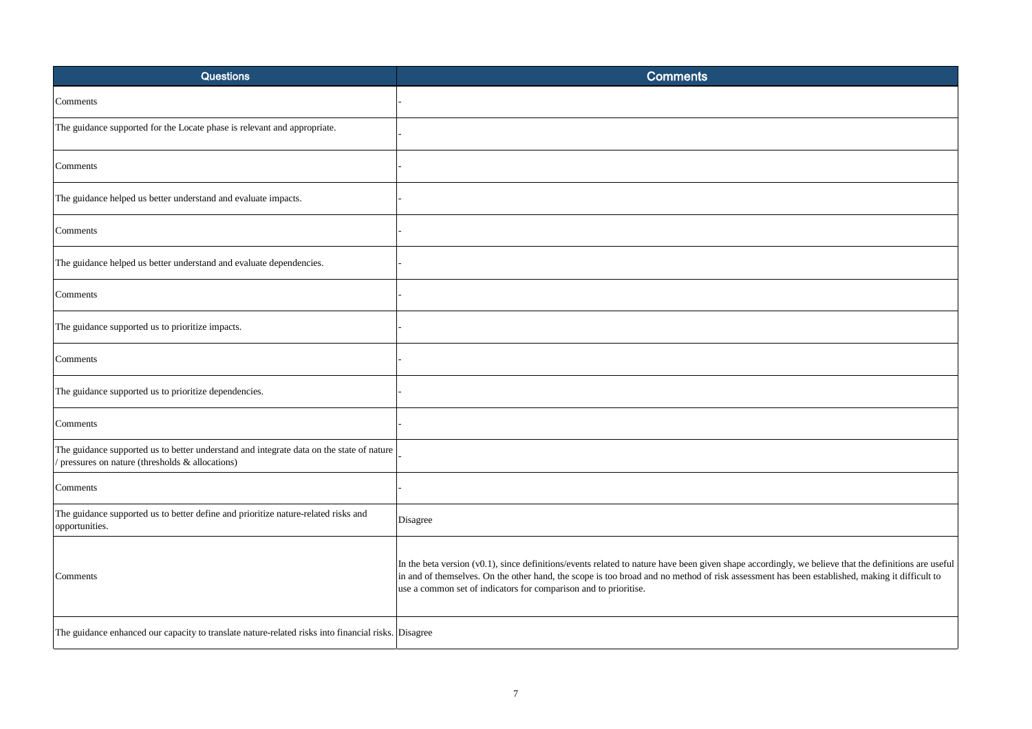| Questions | Comments |
|---|---|
| Comments | - |
| The guidance supported for the Locate phase is relevant and appropriate. | - |
| Comments | - |
| The guidance helped us better understand and evaluate impacts. | - |
| Comments | - |
| The guidance helped us better understand and evaluate dependencies. | - |
| Comments | - |
| The guidance supported us to prioritize impacts. | - |
| Comments | - |
| The guidance supported us to prioritize dependencies. | - |
| Comments | - |
| The guidance supported us to better understand and integrate data on the state of nature / pressures on nature (thresholds & allocations) | - |
| Comments | - |
| The guidance supported us to better define and prioritize nature-related risks and opportunities. | Disagree |
| Comments | In the beta version (v0.1), since definitions/events related to nature have been given shape accordingly, we believe that the definitions are useful in and of themselves. On the other hand, the scope is too broad and no method of risk assessment has been established, making it difficult to use a common set of indicators for comparison and to prioritise. |
| The guidance enhanced our capacity to translate nature-related risks into financial risks. | Disagree |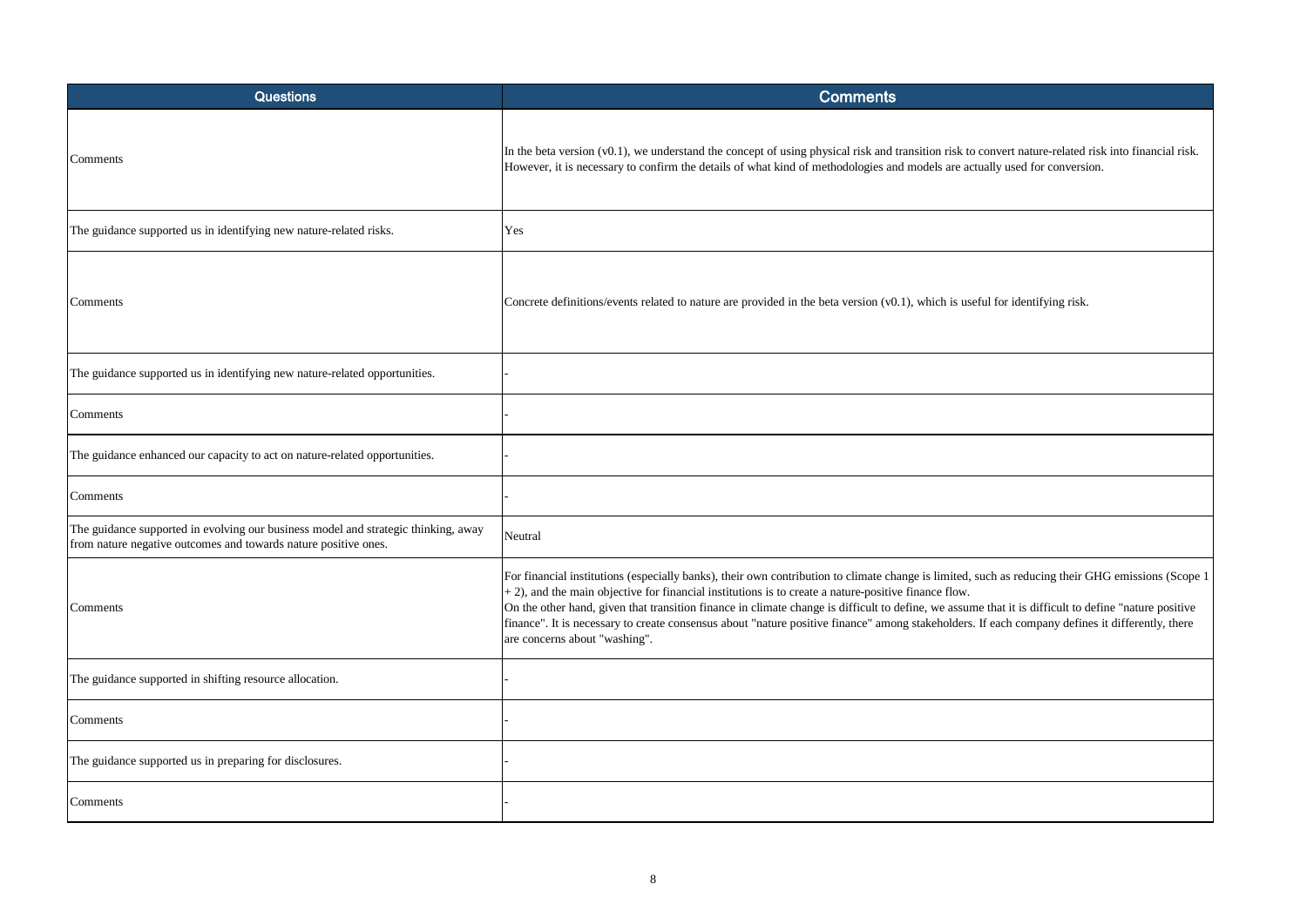| Questions | Comments |
| --- | --- |
| Comments | In the beta version (v0.1), we understand the concept of using physical risk and transition risk to convert nature-related risk into financial risk. However, it is necessary to confirm the details of what kind of methodologies and models are actually used for conversion. |
| The guidance supported us in identifying new nature-related risks. | Yes |
| Comments | Concrete definitions/events related to nature are provided in the beta version (v0.1), which is useful for identifying risk. |
| The guidance supported us in identifying new nature-related opportunities. | - |
| Comments | - |
| The guidance enhanced our capacity to act on nature-related opportunities. | - |
| Comments | - |
| The guidance supported in evolving our business model and strategic thinking, away from nature negative outcomes and towards nature positive ones. | Neutral |
| Comments | For financial institutions (especially banks), their own contribution to climate change is limited, such as reducing their GHG emissions (Scope 1 + 2), and the main objective for financial institutions is to create a nature-positive finance flow.<br>On the other hand, given that transition finance in climate change is difficult to define, we assume that it is difficult to define "nature positive finance". It is necessary to create consensus about "nature positive finance" among stakeholders. If each company defines it differently, there are concerns about "washing". |
| The guidance supported in shifting resource allocation. | - |
| Comments | - |
| The guidance supported us in preparing for disclosures. | - |
| Comments | - |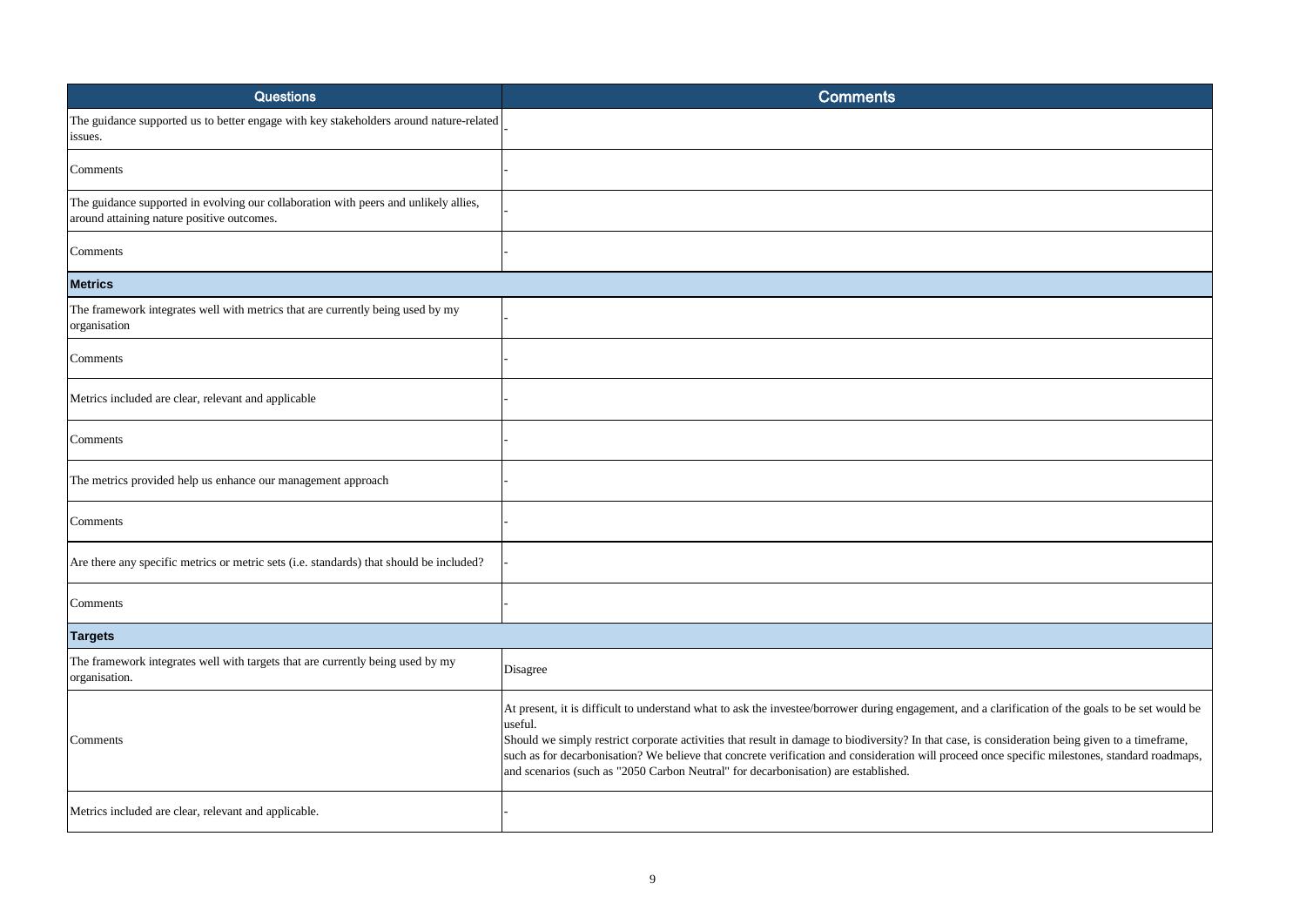| Questions | Comments |
| --- | --- |
| The guidance supported us to better engage with key stakeholders around nature-related issues. | - |
| Comments | - |
| The guidance supported in evolving our collaboration with peers and unlikely allies, around attaining nature positive outcomes. | - |
| Comments | - |
| **Metrics** | |
| The framework integrates well with metrics that are currently being used by my organisation | - |
| Comments | - |
| Metrics included are clear, relevant and applicable | - |
| Comments | - |
| The metrics provided help us enhance our management approach | - |
| Comments | - |
| Are there any specific metrics or metric sets (i.e. standards) that should be included? | - |
| Comments | - |
| **Targets** | |
| The framework integrates well with targets that are currently being used by my organisation. | Disagree |
| Comments | At present, it is difficult to understand what to ask the investee/borrower during engagement, and a clarification of the goals to be set would be useful.<br>Should we simply restrict corporate activities that result in damage to biodiversity? In that case, is consideration being given to a timeframe, such as for decarbonisation? We believe that concrete verification and consideration will proceed once specific milestones, standard roadmaps, and scenarios (such as "2050 Carbon Neutral" for decarbonisation) are established. |
| Metrics included are clear, relevant and applicable. | - |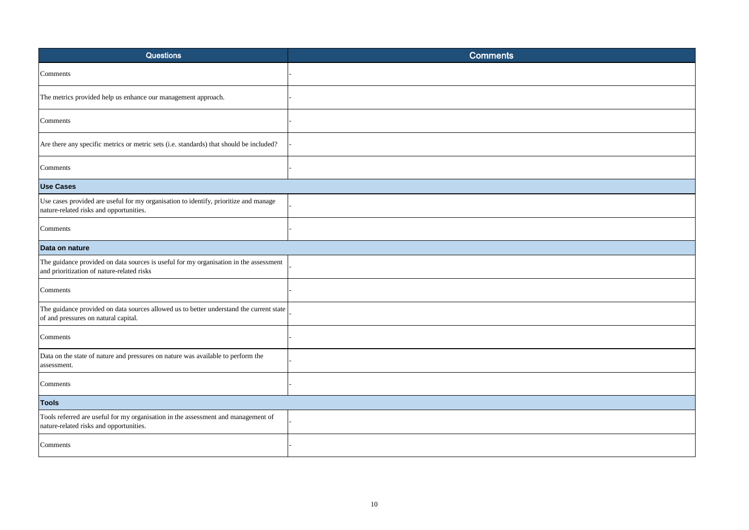| Questions | Comments |
|---|---|
| Comments | - |
| The metrics provided help us enhance our management approach. | - |
| Comments | - |
| Are there any specific metrics or metric sets (i.e. standards) that should be included? | - |
| Comments | - |
| **Use Cases** | |
| Use cases provided are useful for my organisation to identify, prioritize and manage nature-related risks and opportunities. | - |
| Comments | - |
| **Data on nature** | |
| The guidance provided on data sources is useful for my organisation in the assessment and prioritization of nature-related risks | - |
| Comments | - |
| The guidance provided on data sources allowed us to better understand the current state of and pressures on natural capital. | - |
| Comments | - |
| Data on the state of nature and pressures on nature was available to perform the assessment. | - |
| Comments | - |
| **Tools** | |
| Tools referred are useful for my organisation in the assessment and management of nature-related risks and opportunities. | - |
| Comments | - |